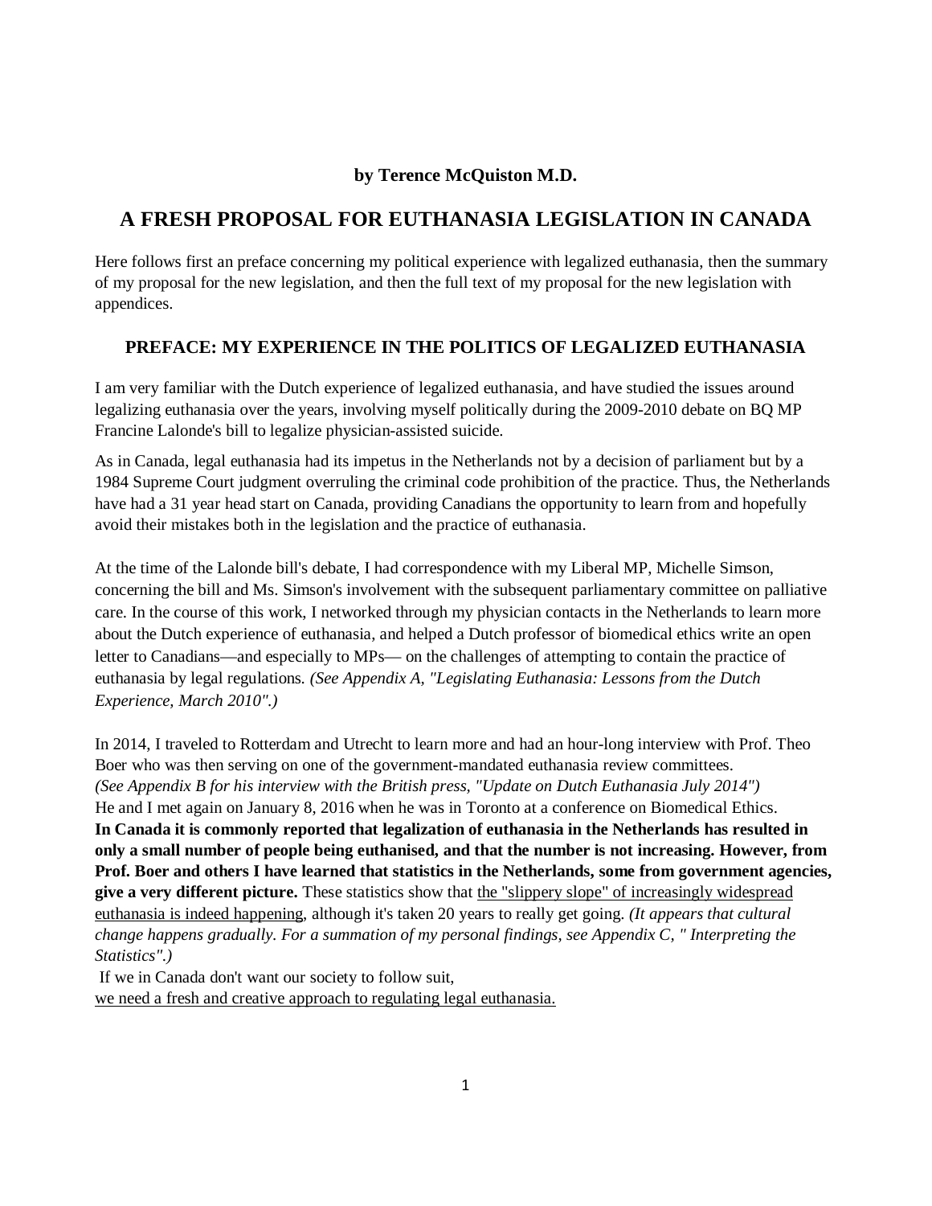**by Terence McQuiston M.D.**

# A FRESH PROPOSAL FOR EUTHANASIA LEGISLATION IN CANADA

Here follows first an preface concerning my political experience with legalized euthanasia, then the summary of my proposal for the new legislation, and then the full text of my proposal for the new legislation with appendices.

## PREFACE: MY EXPERIENCE IN THE POLITICS OF LEGALIZED EUTHANASIA

I am very familiar with the Dutch experience of legalized euthanasia, and have studied the issues around legalizing euthanasia over the years, involving myself politically during the 2009-2010 debate on BQ MP Francine Lalonde's bill to legalize physician-assisted suicide.

As in Canada, legal euthanasia had its impetus in the Netherlands not by a decision of parliament but by a 1984 Supreme Court judgment overruling the criminal code prohibition of the practice. Thus, the Netherlands have had a 31 year head start on Canada, providing Canadians the opportunity to learn from and hopefully avoid their mistakes both in the legislation and the practice of euthanasia.

At the time of the Lalonde bill's debate, I had correspondence with my Liberal MP, Michelle Simson, concerning the bill and Ms. Simson's involvement with the subsequent parliamentary committee on palliative care. In the course of this work, I networked through my physician contacts in the Netherlands to learn more about the Dutch experience of euthanasia, and helped a Dutch professor of biomedical ethics write an open letter to Canadians—and especially to MPs— on the challenges of attempting to contain the practice of euthanasia by legal regulations. *(See Appendix A, "Legislating Euthanasia: Lessons from the Dutch Experience, March 2010".)*

In 2014, I traveled to Rotterdam and Utrecht to learn more and had an hour-long interview with Prof. Theo Boer who was then serving on one of the government-mandated euthanasia review committees. *(See Appendix B for his interview with the British press, "Update on Dutch Euthanasia July 2014")* He and I met again on January 8, 2016 when he was in Toronto at a conference on Biomedical Ethics. **In Canada it is commonly reported that legalization of euthanasia in the Netherlands has resulted in only a small number of people being euthanised, and that the number is not increasing. However, from Prof. Boer and others I have learned that statistics in the Netherlands, some from government agencies, give a very different picture.** These statistics show that <u>the "slippery slope" of increasingly widespread euthanasia is indeed happening</u>, although it's taken 20 years to really get going. *(It appears that cultural change happens gradually. For a summation of my personal findings, see Appendix C, " Interpreting the Statistics".)*

If we in Canada don't want our society to follow suit,
<u>we need a fresh and creative approach to regulating legal euthanasia.</u>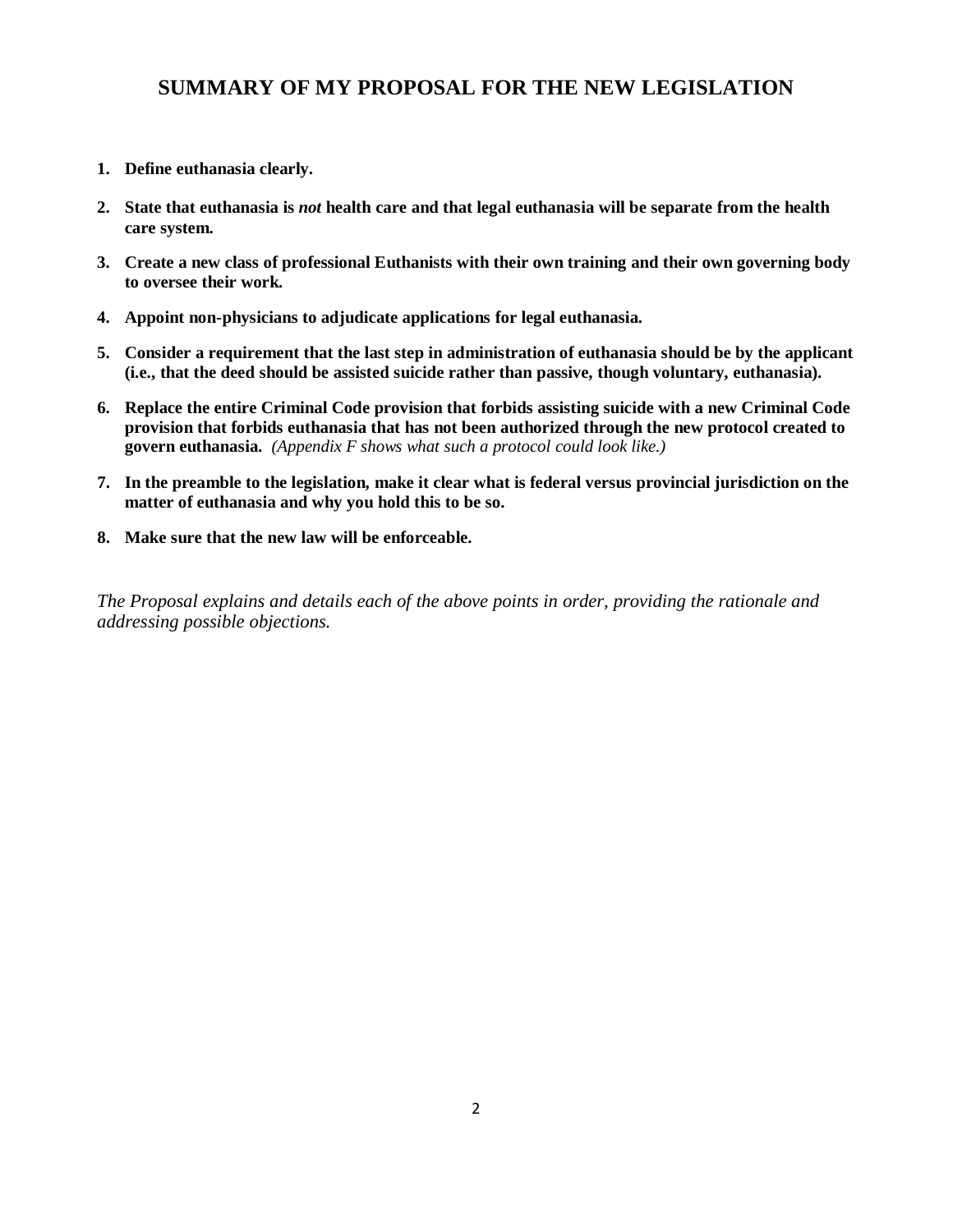# SUMMARY OF MY PROPOSAL FOR THE NEW LEGISLATION

1. **Define euthanasia clearly.**
2. **State that euthanasia is *not* health care and that legal euthanasia will be separate from the health care system.**
3. **Create a new class of professional Euthanists with their own training and their own governing body to oversee their work.**
4. **Appoint non-physicians to adjudicate applications for legal euthanasia.**
5. **Consider a requirement that the last step in administration of euthanasia should be by the applicant (i.e., that the deed should be assisted suicide rather than passive, though voluntary, euthanasia).**
6. **Replace the entire Criminal Code provision that forbids assisting suicide with a new Criminal Code provision that forbids euthanasia that has not been authorized through the new protocol created to govern euthanasia.** *(Appendix F shows what such a protocol could look like.)*
7. **In the preamble to the legislation, make it clear what is federal versus provincial jurisdiction on the matter of euthanasia and why you hold this to be so.**
8. **Make sure that the new law will be enforceable.**

*The Proposal explains and details each of the above points in order, providing the rationale and addressing possible objections.*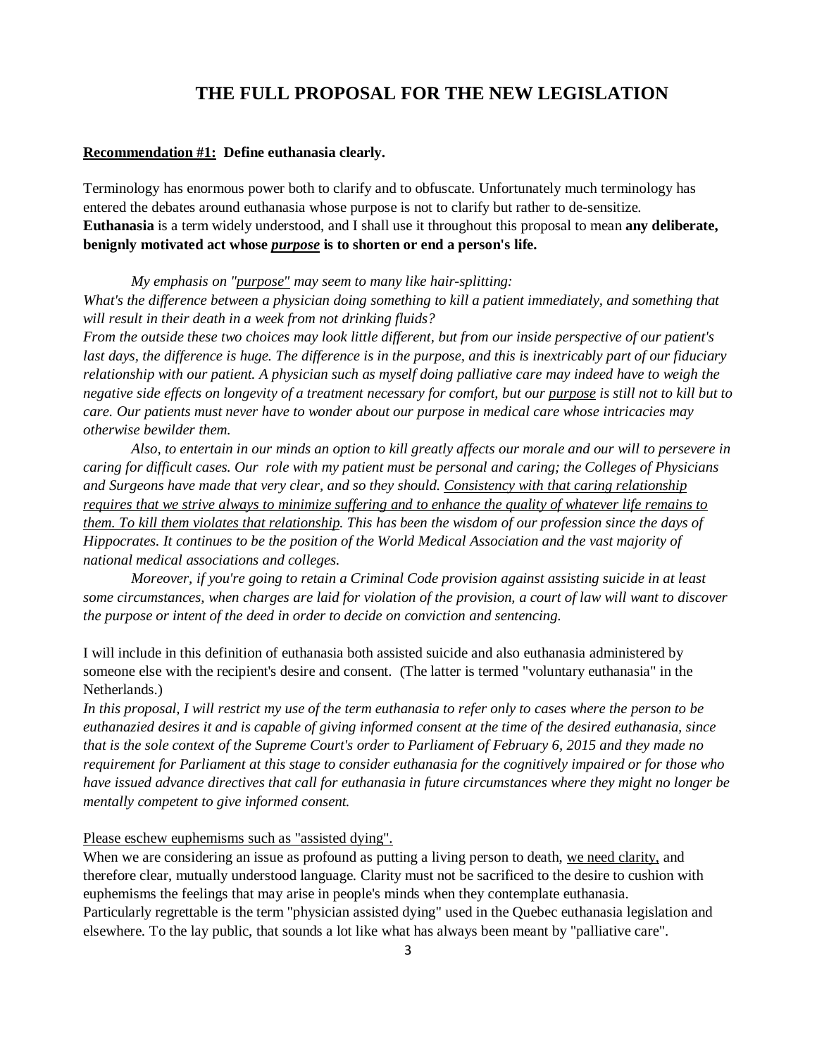# THE FULL PROPOSAL FOR THE NEW LEGISLATION

<u>**Recommendation #1:**</u> **Define euthanasia clearly.**

Terminology has enormous power both to clarify and to obfuscate. Unfortunately much terminology has entered the debates around euthanasia whose purpose is not to clarify but rather to de-sensitize. **Euthanasia** is a term widely understood, and I shall use it throughout this proposal to mean **any deliberate, benignly motivated act whose <u>*purpose*</u> is to shorten or end a person's life.**

*My emphasis on "<u>purpose</u>" may seem to many like hair-splitting:*
*What's the difference between a physician doing something to kill a patient immediately, and something that will result in their death in a week from not drinking fluids?*
*From the outside these two choices may look little different, but from our inside perspective of our patient's last days, the difference is huge. The difference is in the purpose, and this is inextricably part of our fiduciary relationship with our patient. A physician such as myself doing palliative care may indeed have to weigh the negative side effects on longevity of a treatment necessary for comfort, but our <u>purpose</u> is still not to kill but to care. Our patients must never have to wonder about our purpose in medical care whose intricacies may otherwise bewilder them.*

*Also, to entertain in our minds an option to kill greatly affects our morale and our will to persevere in caring for difficult cases. Our role with my patient must be personal and caring; the Colleges of Physicians and Surgeons have made that very clear, and so they should. <u>Consistency with that caring relationship requires that we strive always to minimize suffering and to enhance the quality of whatever life remains to them. To kill them violates that relationship</u>. This has been the wisdom of our profession since the days of Hippocrates. It continues to be the position of the World Medical Association and the vast majority of national medical associations and colleges.*

*Moreover, if you're going to retain a Criminal Code provision against assisting suicide in at least some circumstances, when charges are laid for violation of the provision, a court of law will want to discover the purpose or intent of the deed in order to decide on conviction and sentencing.*

I will include in this definition of euthanasia both assisted suicide and also euthanasia administered by someone else with the recipient's desire and consent. (The latter is termed "voluntary euthanasia" in the Netherlands.)
*In this proposal, I will restrict my use of the term euthanasia to refer only to cases where the person to be euthanazied desires it and is capable of giving informed consent at the time of the desired euthanasia, since that is the sole context of the Supreme Court's order to Parliament of February 6, 2015 and they made no requirement for Parliament at this stage to consider euthanasia for the cognitively impaired or for those who have issued advance directives that call for euthanasia in future circumstances where they might no longer be mentally competent to give informed consent.*

<u>Please eschew euphemisms such as "assisted dying".</u>
When we are considering an issue as profound as putting a living person to death, <u>we need clarity,</u> and therefore clear, mutually understood language. Clarity must not be sacrificed to the desire to cushion with euphemisms the feelings that may arise in people's minds when they contemplate euthanasia.
Particularly regrettable is the term "physician assisted dying" used in the Quebec euthanasia legislation and elsewhere. To the lay public, that sounds a lot like what has always been meant by "palliative care".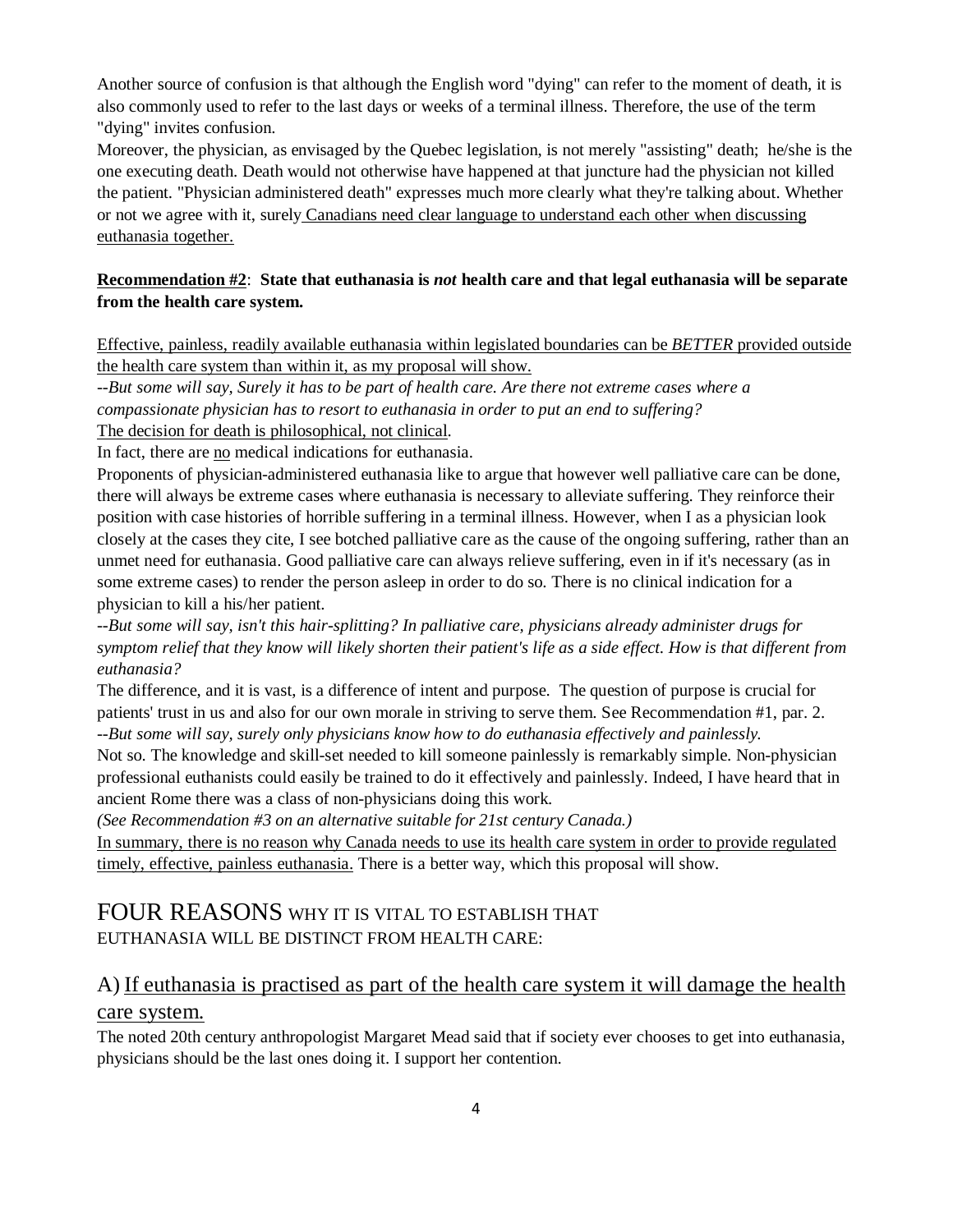Another source of confusion is that although the English word "dying" can refer to the moment of death, it is also commonly used to refer to the last days or weeks of a terminal illness. Therefore, the use of the term "dying" invites confusion.

Moreover, the physician, as envisaged by the Quebec legislation, is not merely "assisting" death; he/she is the one executing death. Death would not otherwise have happened at that juncture had the physician not killed the patient. "Physician administered death" expresses much more clearly what they're talking about. Whether or not we agree with it, surely Canadians need clear language to understand each other when discussing euthanasia together.

**Recommendation #2**: **State that euthanasia is *not* health care and that legal euthanasia will be separate from the health care system.**

Effective, painless, readily available euthanasia within legislated boundaries can be *BETTER* provided outside the health care system than within it, as my proposal will show.

--*But some will say, Surely it has to be part of health care. Are there not extreme cases where a compassionate physician has to resort to euthanasia in order to put an end to suffering?*

The decision for death is philosophical, not clinical.

In fact, there are no medical indications for euthanasia.

Proponents of physician-administered euthanasia like to argue that however well palliative care can be done, there will always be extreme cases where euthanasia is necessary to alleviate suffering. They reinforce their position with case histories of horrible suffering in a terminal illness. However, when I as a physician look closely at the cases they cite, I see botched palliative care as the cause of the ongoing suffering, rather than an unmet need for euthanasia. Good palliative care can always relieve suffering, even in if it's necessary (as in some extreme cases) to render the person asleep in order to do so. There is no clinical indication for a physician to kill a his/her patient.

--*But some will say, isn't this hair-splitting? In palliative care, physicians already administer drugs for symptom relief that they know will likely shorten their patient's life as a side effect. How is that different from euthanasia?*

The difference, and it is vast, is a difference of intent and purpose. The question of purpose is crucial for patients' trust in us and also for our own morale in striving to serve them. See Recommendation #1, par. 2.

--*But some will say, surely only physicians know how to do euthanasia effectively and painlessly.*

Not so. The knowledge and skill-set needed to kill someone painlessly is remarkably simple. Non-physician professional euthanists could easily be trained to do it effectively and painlessly. Indeed, I have heard that in ancient Rome there was a class of non-physicians doing this work.

*(See Recommendation #3 on an alternative suitable for 21st century Canada.)*

In summary, there is no reason why Canada needs to use its health care system in order to provide regulated timely, effective, painless euthanasia. There is a better way, which this proposal will show.

## FOUR REASONS WHY IT IS VITAL TO ESTABLISH THAT EUTHANASIA WILL BE DISTINCT FROM HEALTH CARE:

### A) If euthanasia is practised as part of the health care system it will damage the health care system.

The noted 20th century anthropologist Margaret Mead said that if society ever chooses to get into euthanasia, physicians should be the last ones doing it. I support her contention.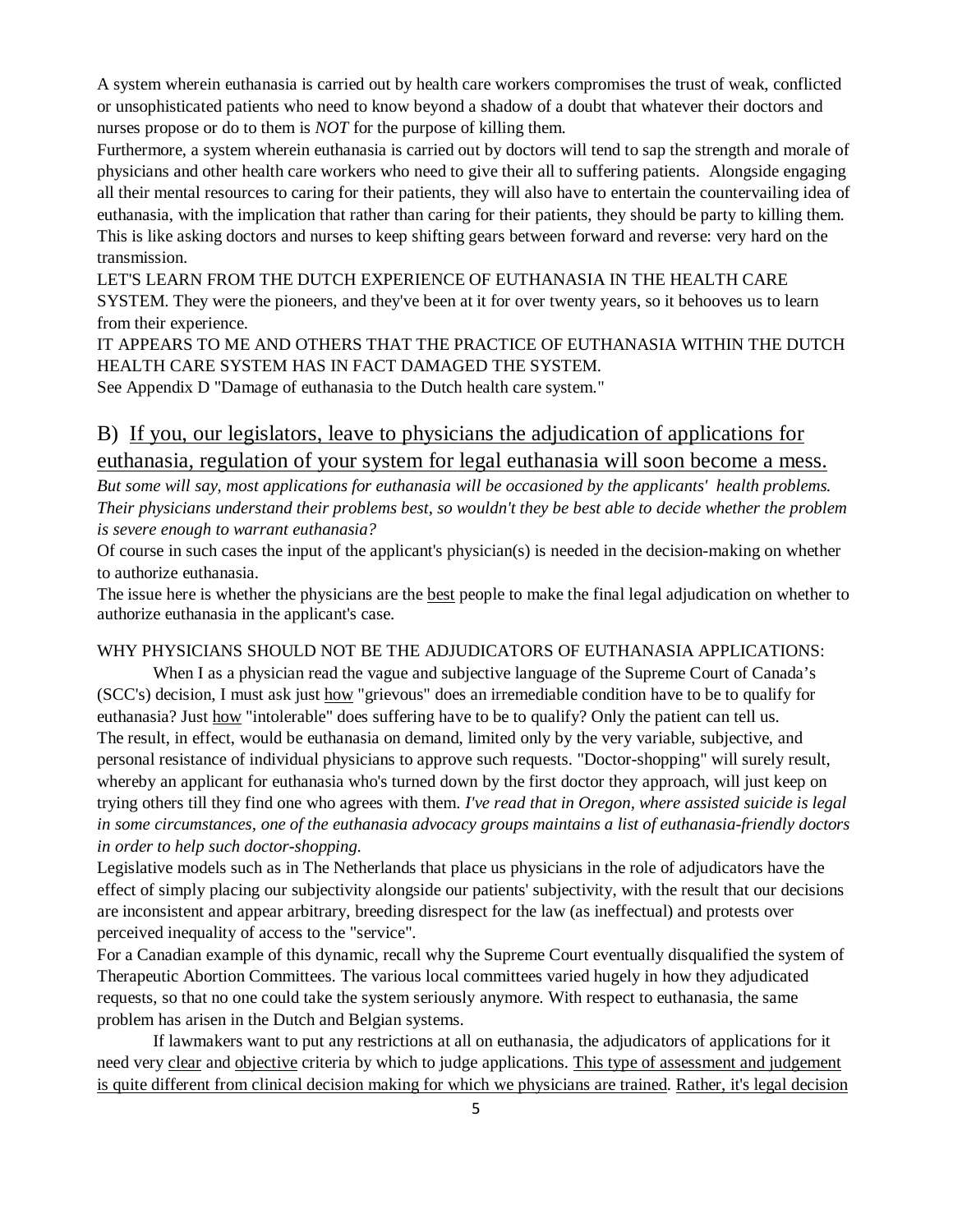A system wherein euthanasia is carried out by health care workers compromises the trust of weak, conflicted or unsophisticated patients who need to know beyond a shadow of a doubt that whatever their doctors and nurses propose or do to them is *NOT* for the purpose of killing them.

Furthermore, a system wherein euthanasia is carried out by doctors will tend to sap the strength and morale of physicians and other health care workers who need to give their all to suffering patients. Alongside engaging all their mental resources to caring for their patients, they will also have to entertain the countervailing idea of euthanasia, with the implication that rather than caring for their patients, they should be party to killing them. This is like asking doctors and nurses to keep shifting gears between forward and reverse: very hard on the transmission.

LET'S LEARN FROM THE DUTCH EXPERIENCE OF EUTHANASIA IN THE HEALTH CARE SYSTEM. They were the pioneers, and they've been at it for over twenty years, so it behooves us to learn from their experience.

IT APPEARS TO ME AND OTHERS THAT THE PRACTICE OF EUTHANASIA WITHIN THE DUTCH HEALTH CARE SYSTEM HAS IN FACT DAMAGED THE SYSTEM.

See Appendix D "Damage of euthanasia to the Dutch health care system."

## B) <u>If you, our legislators, leave to physicians the adjudication of applications for euthanasia, regulation of your system for legal euthanasia will soon become a mess.</u>

*But some will say, most applications for euthanasia will be occasioned by the applicants' health problems. Their physicians understand their problems best, so wouldn't they be best able to decide whether the problem is severe enough to warrant euthanasia?*

Of course in such cases the input of the applicant's physician(s) is needed in the decision-making on whether to authorize euthanasia.

The issue here is whether the physicians are the <u>best</u> people to make the final legal adjudication on whether to authorize euthanasia in the applicant's case.

WHY PHYSICIANS SHOULD NOT BE THE ADJUDICATORS OF EUTHANASIA APPLICATIONS:

When I as a physician read the vague and subjective language of the Supreme Court of Canada's (SCC's) decision, I must ask just <u>how</u> "grievous" does an irremediable condition have to be to qualify for euthanasia? Just <u>how</u> "intolerable" does suffering have to be to qualify? Only the patient can tell us. The result, in effect, would be euthanasia on demand, limited only by the very variable, subjective, and personal resistance of individual physicians to approve such requests. "Doctor-shopping" will surely result, whereby an applicant for euthanasia who's turned down by the first doctor they approach, will just keep on trying others till they find one who agrees with them. *I've read that in Oregon, where assisted suicide is legal in some circumstances, one of the euthanasia advocacy groups maintains a list of euthanasia-friendly doctors in order to help such doctor-shopping.*

Legislative models such as in The Netherlands that place us physicians in the role of adjudicators have the effect of simply placing our subjectivity alongside our patients' subjectivity, with the result that our decisions are inconsistent and appear arbitrary, breeding disrespect for the law (as ineffectual) and protests over perceived inequality of access to the "service".

For a Canadian example of this dynamic, recall why the Supreme Court eventually disqualified the system of Therapeutic Abortion Committees. The various local committees varied hugely in how they adjudicated requests, so that no one could take the system seriously anymore. With respect to euthanasia, the same problem has arisen in the Dutch and Belgian systems.

If lawmakers want to put any restrictions at all on euthanasia, the adjudicators of applications for it need very <u>clear</u> and <u>objective</u> criteria by which to judge applications. <u>This type of assessment and judgement is quite different from clinical decision making for which we physicians are trained</u>. <u>Rather, it's legal decision</u>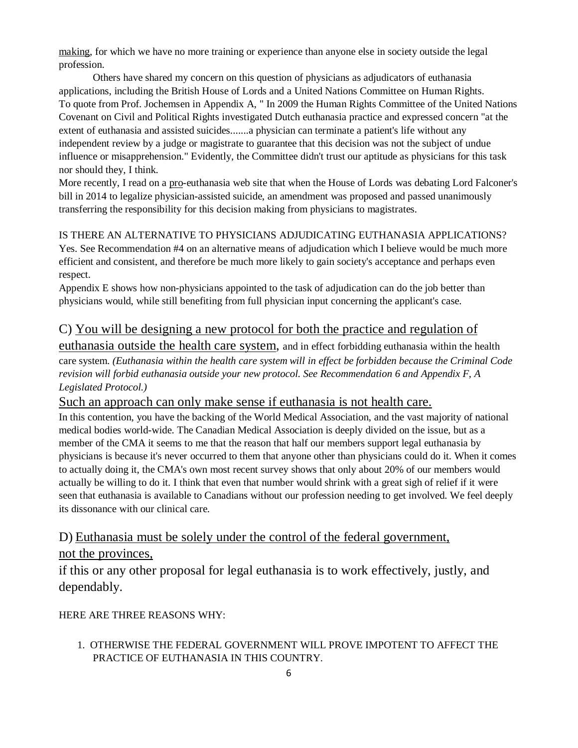making, for which we have no more training or experience than anyone else in society outside the legal profession.

Others have shared my concern on this question of physicians as adjudicators of euthanasia applications, including the British House of Lords and a United Nations Committee on Human Rights. To quote from Prof. Jochemsen in Appendix A, " In 2009 the Human Rights Committee of the United Nations Covenant on Civil and Political Rights investigated Dutch euthanasia practice and expressed concern "at the extent of euthanasia and assisted suicides.......a physician can terminate a patient's life without any independent review by a judge or magistrate to guarantee that this decision was not the subject of undue influence or misapprehension." Evidently, the Committee didn't trust our aptitude as physicians for this task nor should they, I think.

More recently, I read on a pro-euthanasia web site that when the House of Lords was debating Lord Falconer's bill in 2014 to legalize physician-assisted suicide, an amendment was proposed and passed unanimously transferring the responsibility for this decision making from physicians to magistrates.

IS THERE AN ALTERNATIVE TO PHYSICIANS ADJUDICATING EUTHANASIA APPLICATIONS?
Yes. See Recommendation #4 on an alternative means of adjudication which I believe would be much more efficient and consistent, and therefore be much more likely to gain society's acceptance and perhaps even respect.

Appendix E shows how non-physicians appointed to the task of adjudication can do the job better than physicians would, while still benefiting from full physician input concerning the applicant's case.

## C) You will be designing a new protocol for both the practice and regulation of euthanasia outside the health care system, and in effect forbidding euthanasia within the health care system.

*(Euthanasia within the health care system will in effect be forbidden because the Criminal Code revision will forbid euthanasia outside your new protocol. See Recommendation 6 and Appendix F, A Legislated Protocol.)*

### Such an approach can only make sense if euthanasia is not health care.

In this contention, you have the backing of the World Medical Association, and the vast majority of national medical bodies world-wide. The Canadian Medical Association is deeply divided on the issue, but as a member of the CMA it seems to me that the reason that half our members support legal euthanasia by physicians is because it's never occurred to them that anyone other than physicians could do it. When it comes to actually doing it, the CMA's own most recent survey shows that only about 20% of our members would actually be willing to do it. I think that even that number would shrink with a great sigh of relief if it were seen that euthanasia is available to Canadians without our profession needing to get involved. We feel deeply its dissonance with our clinical care.

## D) Euthanasia must be solely under the control of the federal government, not the provinces,

if this or any other proposal for legal euthanasia is to work effectively, justly, and dependably.

HERE ARE THREE REASONS WHY:

1. OTHERWISE THE FEDERAL GOVERNMENT WILL PROVE IMPOTENT TO AFFECT THE PRACTICE OF EUTHANASIA IN THIS COUNTRY.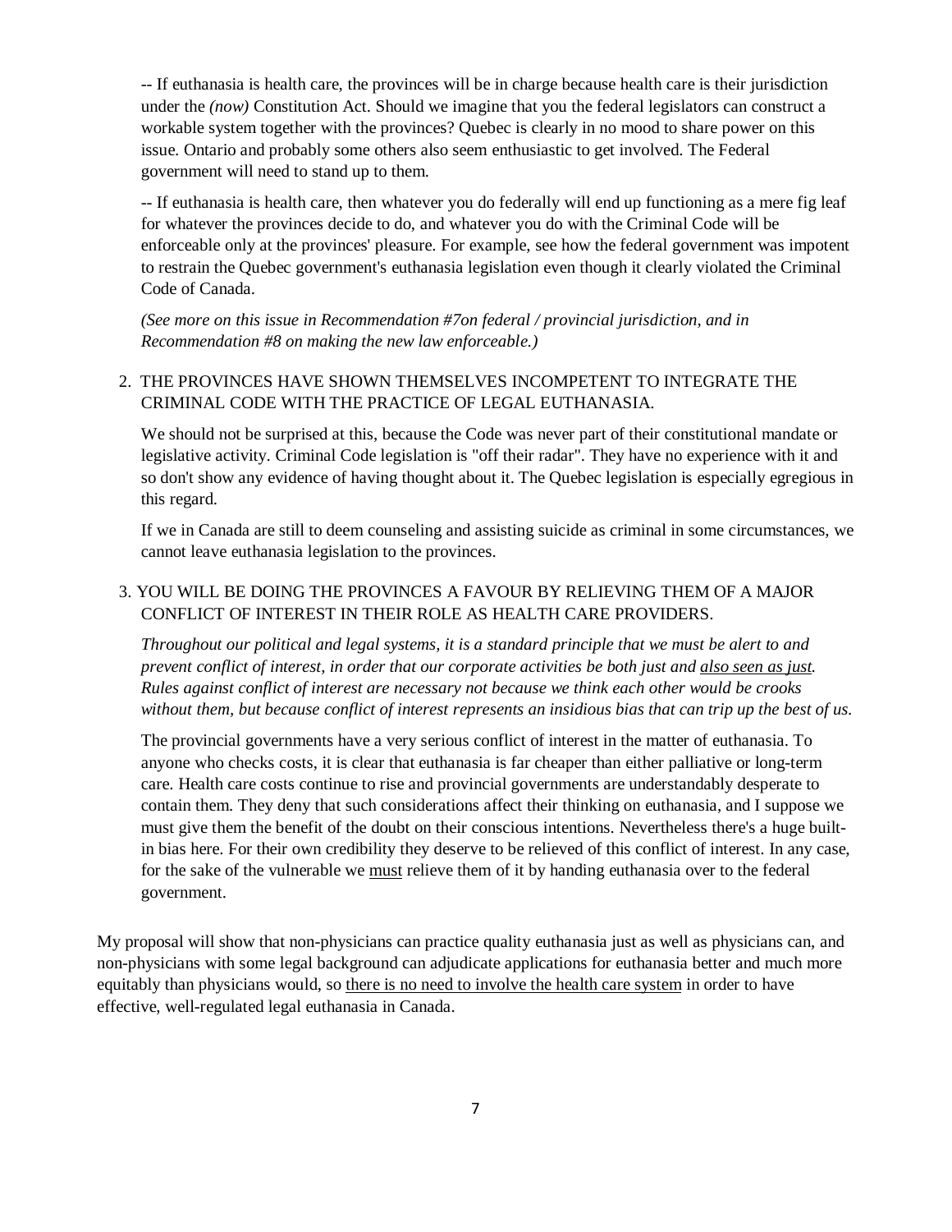-- If euthanasia is health care, the provinces will be in charge because health care is their jurisdiction under the *(now)* Constitution Act. Should we imagine that you the federal legislators can construct a workable system together with the provinces? Quebec is clearly in no mood to share power on this issue. Ontario and probably some others also seem enthusiastic to get involved. The Federal government will need to stand up to them.

-- If euthanasia is health care, then whatever you do federally will end up functioning as a mere fig leaf for whatever the provinces decide to do, and whatever you do with the Criminal Code will be enforceable only at the provinces' pleasure. For example, see how the federal government was impotent to restrain the Quebec government's euthanasia legislation even though it clearly violated the Criminal Code of Canada.

*(See more on this issue in Recommendation #7on federal / provincial jurisdiction, and in Recommendation #8 on making the new law enforceable.)*

2. THE PROVINCES HAVE SHOWN THEMSELVES INCOMPETENT TO INTEGRATE THE CRIMINAL CODE WITH THE PRACTICE OF LEGAL EUTHANASIA.

   We should not be surprised at this, because the Code was never part of their constitutional mandate or legislative activity. Criminal Code legislation is "off their radar". They have no experience with it and so don't show any evidence of having thought about it. The Quebec legislation is especially egregious in this regard.

   If we in Canada are still to deem counseling and assisting suicide as criminal in some circumstances, we cannot leave euthanasia legislation to the provinces.

3. YOU WILL BE DOING THE PROVINCES A FAVOUR BY RELIEVING THEM OF A MAJOR CONFLICT OF INTEREST IN THEIR ROLE AS HEALTH CARE PROVIDERS.

   *Throughout our political and legal systems, it is a standard principle that we must be alert to and prevent conflict of interest, in order that our corporate activities be both just and <u>also seen as just</u>. Rules against conflict of interest are necessary not because we think each other would be crooks without them, but because conflict of interest represents an insidious bias that can trip up the best of us.*

   The provincial governments have a very serious conflict of interest in the matter of euthanasia. To anyone who checks costs, it is clear that euthanasia is far cheaper than either palliative or long-term care. Health care costs continue to rise and provincial governments are understandably desperate to contain them. They deny that such considerations affect their thinking on euthanasia, and I suppose we must give them the benefit of the doubt on their conscious intentions. Nevertheless there's a huge built-in bias here. For their own credibility they deserve to be relieved of this conflict of interest. In any case, for the sake of the vulnerable we <u>must</u> relieve them of it by handing euthanasia over to the federal government.

My proposal will show that non-physicians can practice quality euthanasia just as well as physicians can, and non-physicians with some legal background can adjudicate applications for euthanasia better and much more equitably than physicians would, so <u>there is no need to involve the health care system</u> in order to have effective, well-regulated legal euthanasia in Canada.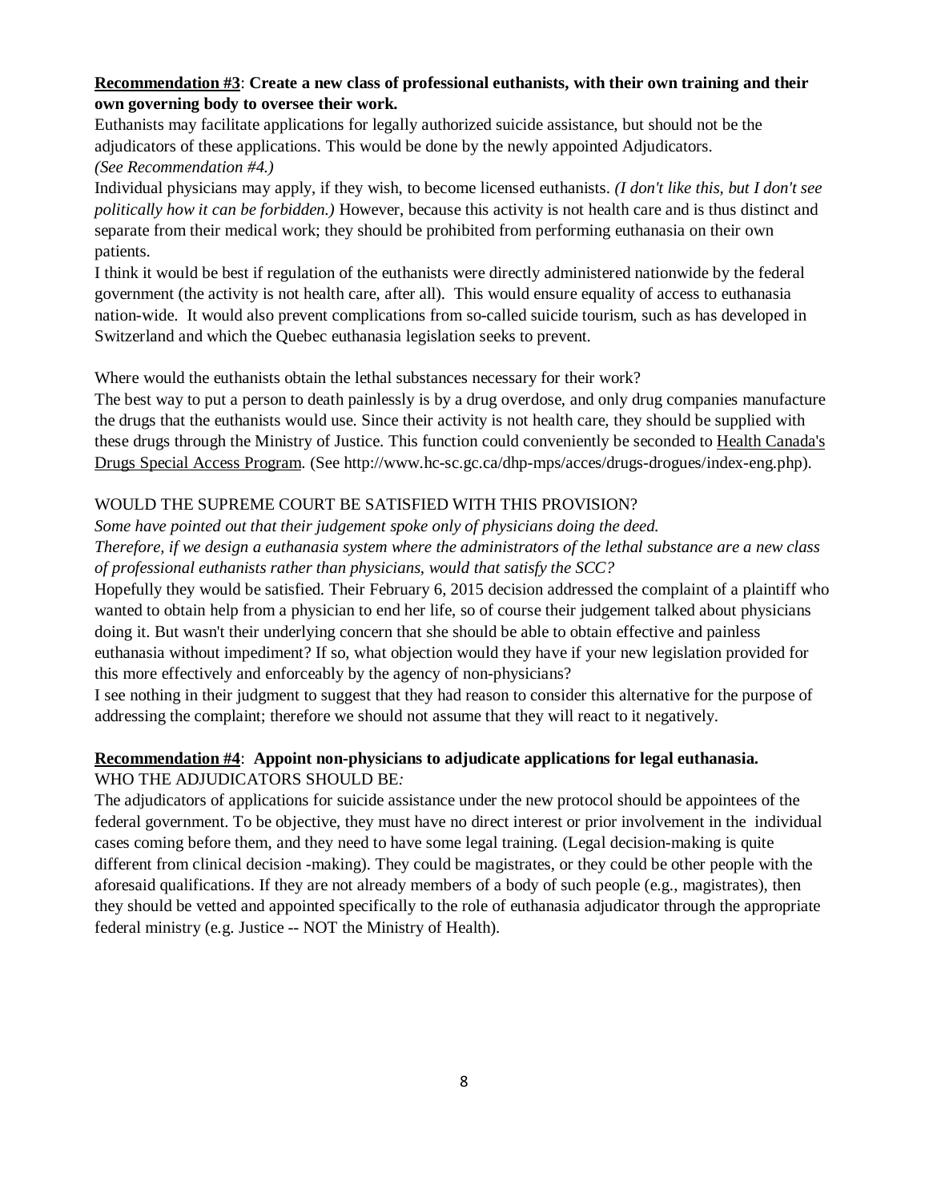**Recommendation #3**: **Create a new class of professional euthanists, with their own training and their own governing body to oversee their work.**

Euthanists may facilitate applications for legally authorized suicide assistance, but should not be the adjudicators of these applications. This would be done by the newly appointed Adjudicators.
*(See Recommendation #4.)*

Individual physicians may apply, if they wish, to become licensed euthanists. *(I don't like this, but I don't see politically how it can be forbidden.)* However, because this activity is not health care and is thus distinct and separate from their medical work; they should be prohibited from performing euthanasia on their own patients.

I think it would be best if regulation of the euthanists were directly administered nationwide by the federal government (the activity is not health care, after all). This would ensure equality of access to euthanasia nation-wide. It would also prevent complications from so-called suicide tourism, such as has developed in Switzerland and which the Quebec euthanasia legislation seeks to prevent.

Where would the euthanists obtain the lethal substances necessary for their work?

The best way to put a person to death painlessly is by a drug overdose, and only drug companies manufacture the drugs that the euthanists would use. Since their activity is not health care, they should be supplied with these drugs through the Ministry of Justice. This function could conveniently be seconded to Health Canada's Drugs Special Access Program. (See http://www.hc-sc.gc.ca/dhp-mps/acces/drugs-drogues/index-eng.php).

WOULD THE SUPREME COURT BE SATISFIED WITH THIS PROVISION?

*Some have pointed out that their judgement spoke only of physicians doing the deed.*

*Therefore, if we design a euthanasia system where the administrators of the lethal substance are a new class of professional euthanists rather than physicians, would that satisfy the SCC?*

Hopefully they would be satisfied. Their February 6, 2015 decision addressed the complaint of a plaintiff who wanted to obtain help from a physician to end her life, so of course their judgement talked about physicians doing it. But wasn't their underlying concern that she should be able to obtain effective and painless euthanasia without impediment? If so, what objection would they have if your new legislation provided for this more effectively and enforceably by the agency of non-physicians?

I see nothing in their judgment to suggest that they had reason to consider this alternative for the purpose of addressing the complaint; therefore we should not assume that they will react to it negatively.

**Recommendation #4**: **Appoint non-physicians to adjudicate applications for legal euthanasia.**

WHO THE ADJUDICATORS SHOULD BE*:*

The adjudicators of applications for suicide assistance under the new protocol should be appointees of the federal government. To be objective, they must have no direct interest or prior involvement in the individual cases coming before them, and they need to have some legal training. (Legal decision-making is quite different from clinical decision -making). They could be magistrates, or they could be other people with the aforesaid qualifications. If they are not already members of a body of such people (e.g., magistrates), then they should be vetted and appointed specifically to the role of euthanasia adjudicator through the appropriate federal ministry (e.g. Justice -- NOT the Ministry of Health).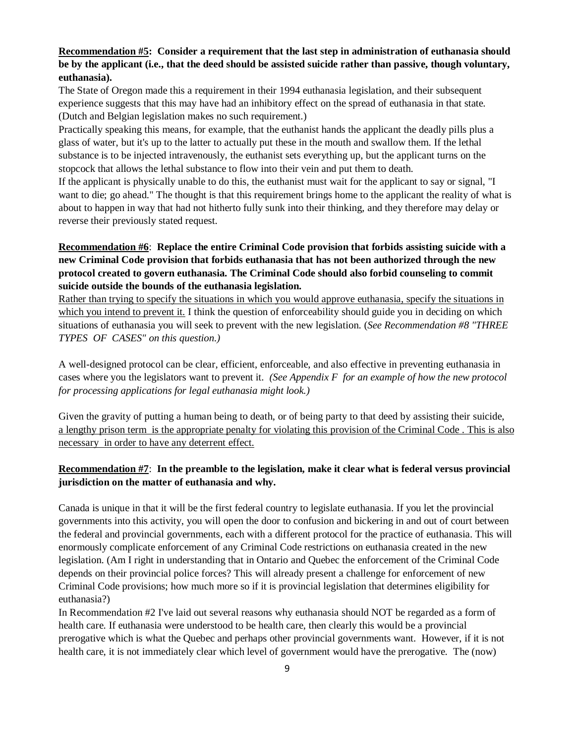**<u>Recommendation #5</u>: Consider a requirement that the last step in administration of euthanasia should be by the applicant (i.e., that the deed should be assisted suicide rather than passive, though voluntary, euthanasia).**

The State of Oregon made this a requirement in their 1994 euthanasia legislation, and their subsequent experience suggests that this may have had an inhibitory effect on the spread of euthanasia in that state. (Dutch and Belgian legislation makes no such requirement.)

Practically speaking this means, for example, that the euthanist hands the applicant the deadly pills plus a glass of water, but it's up to the latter to actually put these in the mouth and swallow them. If the lethal substance is to be injected intravenously, the euthanist sets everything up, but the applicant turns on the stopcock that allows the lethal substance to flow into their vein and put them to death.

If the applicant is physically unable to do this, the euthanist must wait for the applicant to say or signal, "I want to die; go ahead." The thought is that this requirement brings home to the applicant the reality of what is about to happen in way that had not hitherto fully sunk into their thinking, and they therefore may delay or reverse their previously stated request.

**<u>Recommendation #6</u>: Replace the entire Criminal Code provision that forbids assisting suicide with a new Criminal Code provision that forbids euthanasia that has not been authorized through the new protocol created to govern euthanasia. The Criminal Code should also forbid counseling to commit suicide outside the bounds of the euthanasia legislation.**

<u>Rather than trying to specify the situations in which you would approve euthanasia, specify the situations in which you intend to prevent it.</u> I think the question of enforceability should guide you in deciding on which situations of euthanasia you will seek to prevent with the new legislation. (*See Recommendation #8 "THREE TYPES OF CASES" on this question.)*

A well-designed protocol can be clear, efficient, enforceable, and also effective in preventing euthanasia in cases where you the legislators want to prevent it. *(See Appendix F for an example of how the new protocol for processing applications for legal euthanasia might look.)*

Given the gravity of putting a human being to death, or of being party to that deed by assisting their suicide, <u>a lengthy prison term is the appropriate penalty for violating this provision of the Criminal Code . This is also necessary in order to have any deterrent effect.</u>

**<u>Recommendation #7</u>: In the preamble to the legislation, make it clear what is federal versus provincial jurisdiction on the matter of euthanasia and why.**

Canada is unique in that it will be the first federal country to legislate euthanasia. If you let the provincial governments into this activity, you will open the door to confusion and bickering in and out of court between the federal and provincial governments, each with a different protocol for the practice of euthanasia. This will enormously complicate enforcement of any Criminal Code restrictions on euthanasia created in the new legislation. (Am I right in understanding that in Ontario and Quebec the enforcement of the Criminal Code depends on their provincial police forces? This will already present a challenge for enforcement of new Criminal Code provisions; how much more so if it is provincial legislation that determines eligibility for euthanasia?)

In Recommendation #2 I've laid out several reasons why euthanasia should NOT be regarded as a form of health care. If euthanasia were understood to be health care, then clearly this would be a provincial prerogative which is what the Quebec and perhaps other provincial governments want. However, if it is not health care, it is not immediately clear which level of government would have the prerogative. The (now)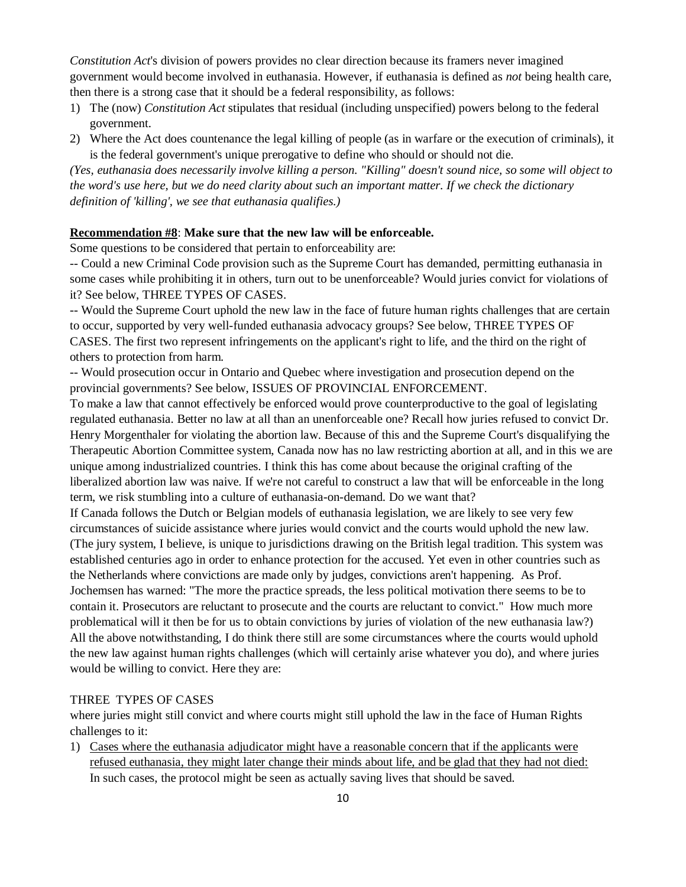*Constitution Act*'s division of powers provides no clear direction because its framers never imagined government would become involved in euthanasia. However, if euthanasia is defined as *not* being health care, then there is a strong case that it should be a federal responsibility, as follows:

1) The (now) *Constitution Act* stipulates that residual (including unspecified) powers belong to the federal government.
2) Where the Act does countenance the legal killing of people (as in warfare or the execution of criminals), it is the federal government's unique prerogative to define who should or should not die.

*(Yes, euthanasia does necessarily involve killing a person. "Killing" doesn't sound nice, so some will object to the word's use here, but we do need clarity about such an important matter. If we check the dictionary definition of 'killing', we see that euthanasia qualifies.)*

**<u>Recommendation #8</u>: Make sure that the new law will be enforceable.**

Some questions to be considered that pertain to enforceability are:

-- Could a new Criminal Code provision such as the Supreme Court has demanded, permitting euthanasia in some cases while prohibiting it in others, turn out to be unenforceable? Would juries convict for violations of it? See below, THREE TYPES OF CASES.

-- Would the Supreme Court uphold the new law in the face of future human rights challenges that are certain to occur, supported by very well-funded euthanasia advocacy groups? See below, THREE TYPES OF CASES. The first two represent infringements on the applicant's right to life, and the third on the right of others to protection from harm.

-- Would prosecution occur in Ontario and Quebec where investigation and prosecution depend on the provincial governments? See below, ISSUES OF PROVINCIAL ENFORCEMENT.

To make a law that cannot effectively be enforced would prove counterproductive to the goal of legislating regulated euthanasia. Better no law at all than an unenforceable one? Recall how juries refused to convict Dr. Henry Morgenthaler for violating the abortion law. Because of this and the Supreme Court's disqualifying the Therapeutic Abortion Committee system, Canada now has no law restricting abortion at all, and in this we are unique among industrialized countries. I think this has come about because the original crafting of the liberalized abortion law was naive. If we're not careful to construct a law that will be enforceable in the long term, we risk stumbling into a culture of euthanasia-on-demand. Do we want that?

If Canada follows the Dutch or Belgian models of euthanasia legislation, we are likely to see very few circumstances of suicide assistance where juries would convict and the courts would uphold the new law. (The jury system, I believe, is unique to jurisdictions drawing on the British legal tradition. This system was established centuries ago in order to enhance protection for the accused. Yet even in other countries such as the Netherlands where convictions are made only by judges, convictions aren't happening. As Prof. Jochemsen has warned: "The more the practice spreads, the less political motivation there seems to be to contain it. Prosecutors are reluctant to prosecute and the courts are reluctant to convict." How much more problematical will it then be for us to obtain convictions by juries of violation of the new euthanasia law?)

All the above notwithstanding, I do think there still are some circumstances where the courts would uphold the new law against human rights challenges (which will certainly arise whatever you do), and where juries would be willing to convict. Here they are:

THREE TYPES OF CASES

where juries might still convict and where courts might still uphold the law in the face of Human Rights challenges to it:

1) <u>Cases where the euthanasia adjudicator might have a reasonable concern that if the applicants were refused euthanasia, they might later change their minds about life, and be glad that they had not died:</u> In such cases, the protocol might be seen as actually saving lives that should be saved.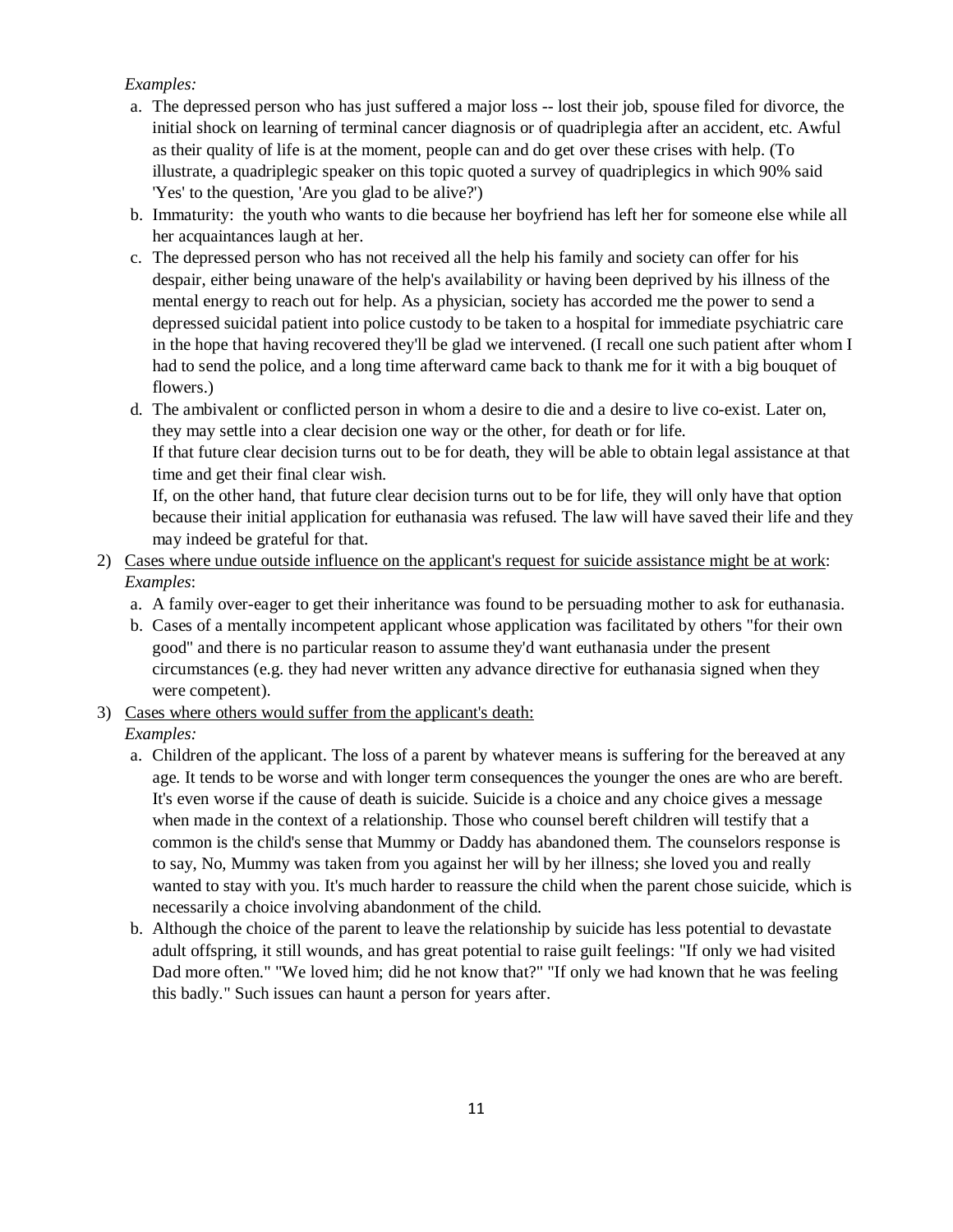*Examples:*

a. The depressed person who has just suffered a major loss -- lost their job, spouse filed for divorce, the initial shock on learning of terminal cancer diagnosis or of quadriplegia after an accident, etc. Awful as their quality of life is at the moment, people can and do get over these crises with help. (To illustrate, a quadriplegic speaker on this topic quoted a survey of quadriplegics in which 90% said 'Yes' to the question, 'Are you glad to be alive?')

b. Immaturity: the youth who wants to die because her boyfriend has left her for someone else while all her acquaintances laugh at her.

c. The depressed person who has not received all the help his family and society can offer for his despair, either being unaware of the help's availability or having been deprived by his illness of the mental energy to reach out for help. As a physician, society has accorded me the power to send a depressed suicidal patient into police custody to be taken to a hospital for immediate psychiatric care in the hope that having recovered they'll be glad we intervened. (I recall one such patient after whom I had to send the police, and a long time afterward came back to thank me for it with a big bouquet of flowers.)

d. The ambivalent or conflicted person in whom a desire to die and a desire to live co-exist. Later on, they may settle into a clear decision one way or the other, for death or for life.
If that future clear decision turns out to be for death, they will be able to obtain legal assistance at that time and get their final clear wish.
If, on the other hand, that future clear decision turns out to be for life, they will only have that option because their initial application for euthanasia was refused. The law will have saved their life and they may indeed be grateful for that.

2) <u>Cases where undue outside influence on the applicant's request for suicide assistance might be at work</u>:
*Examples*:

a. A family over-eager to get their inheritance was found to be persuading mother to ask for euthanasia.

b. Cases of a mentally incompetent applicant whose application was facilitated by others "for their own good" and there is no particular reason to assume they'd want euthanasia under the present circumstances (e.g. they had never written any advance directive for euthanasia signed when they were competent).

3) <u>Cases where others would suffer from the applicant's death:</u>
*Examples:*

a. Children of the applicant. The loss of a parent by whatever means is suffering for the bereaved at any age. It tends to be worse and with longer term consequences the younger the ones are who are bereft. It's even worse if the cause of death is suicide. Suicide is a choice and any choice gives a message when made in the context of a relationship. Those who counsel bereft children will testify that a common is the child's sense that Mummy or Daddy has abandoned them. The counselors response is to say, No, Mummy was taken from you against her will by her illness; she loved you and really wanted to stay with you. It's much harder to reassure the child when the parent chose suicide, which is necessarily a choice involving abandonment of the child.

b. Although the choice of the parent to leave the relationship by suicide has less potential to devastate adult offspring, it still wounds, and has great potential to raise guilt feelings: "If only we had visited Dad more often." "We loved him; did he not know that?" "If only we had known that he was feeling this badly." Such issues can haunt a person for years after.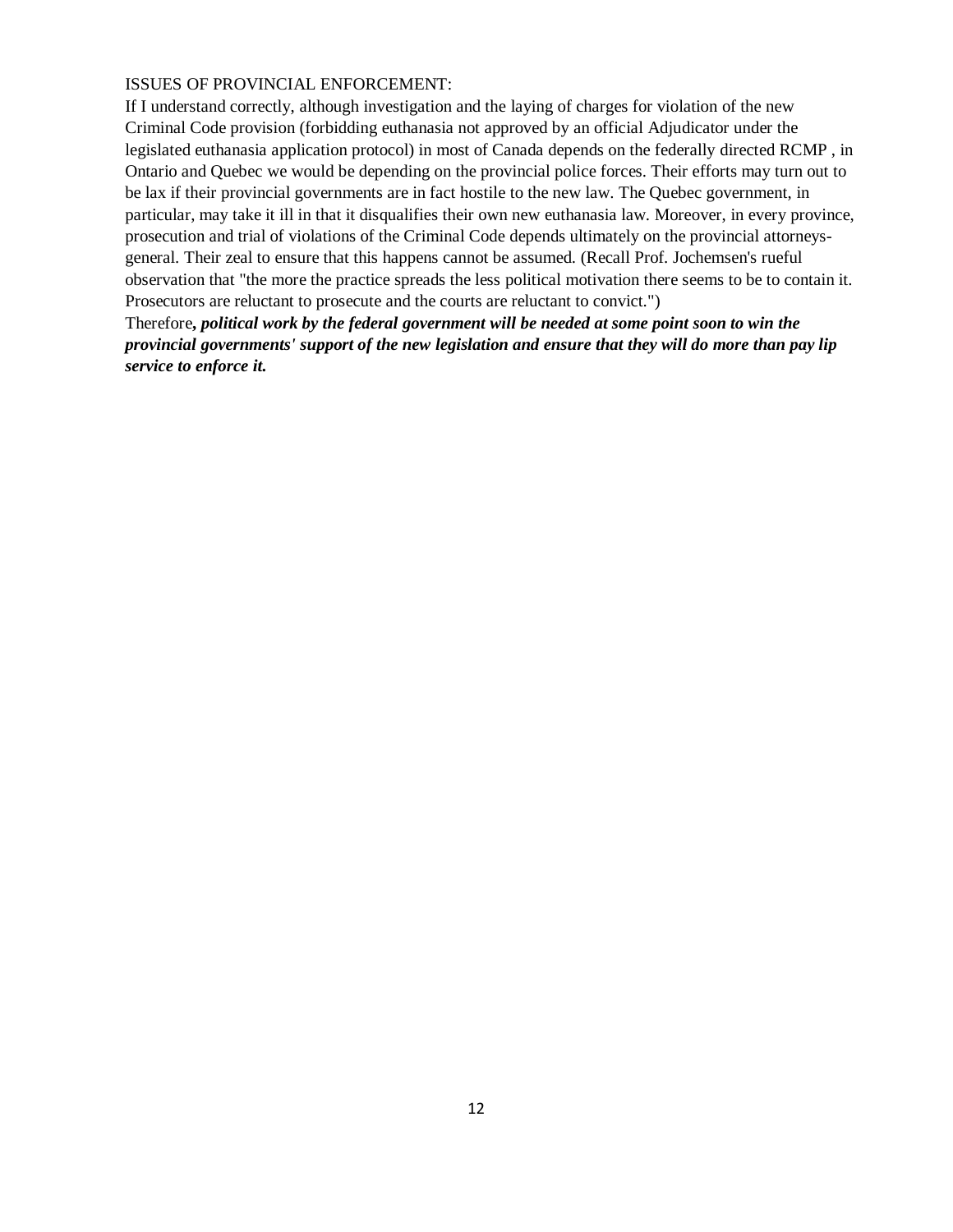ISSUES OF PROVINCIAL ENFORCEMENT:

If I understand correctly, although investigation and the laying of charges for violation of the new Criminal Code provision (forbidding euthanasia not approved by an official Adjudicator under the legislated euthanasia application protocol) in most of Canada depends on the federally directed RCMP , in Ontario and Quebec we would be depending on the provincial police forces. Their efforts may turn out to be lax if their provincial governments are in fact hostile to the new law. The Quebec government, in particular, may take it ill in that it disqualifies their own new euthanasia law. Moreover, in every province, prosecution and trial of violations of the Criminal Code depends ultimately on the provincial attorneys-general. Their zeal to ensure that this happens cannot be assumed. (Recall Prof. Jochemsen's rueful observation that "the more the practice spreads the less political motivation there seems to be to contain it. Prosecutors are reluctant to prosecute and the courts are reluctant to convict.")

Therefore***, political work by the federal government will be needed at some point soon to win the provincial governments' support of the new legislation and ensure that they will do more than pay lip service to enforce it.***